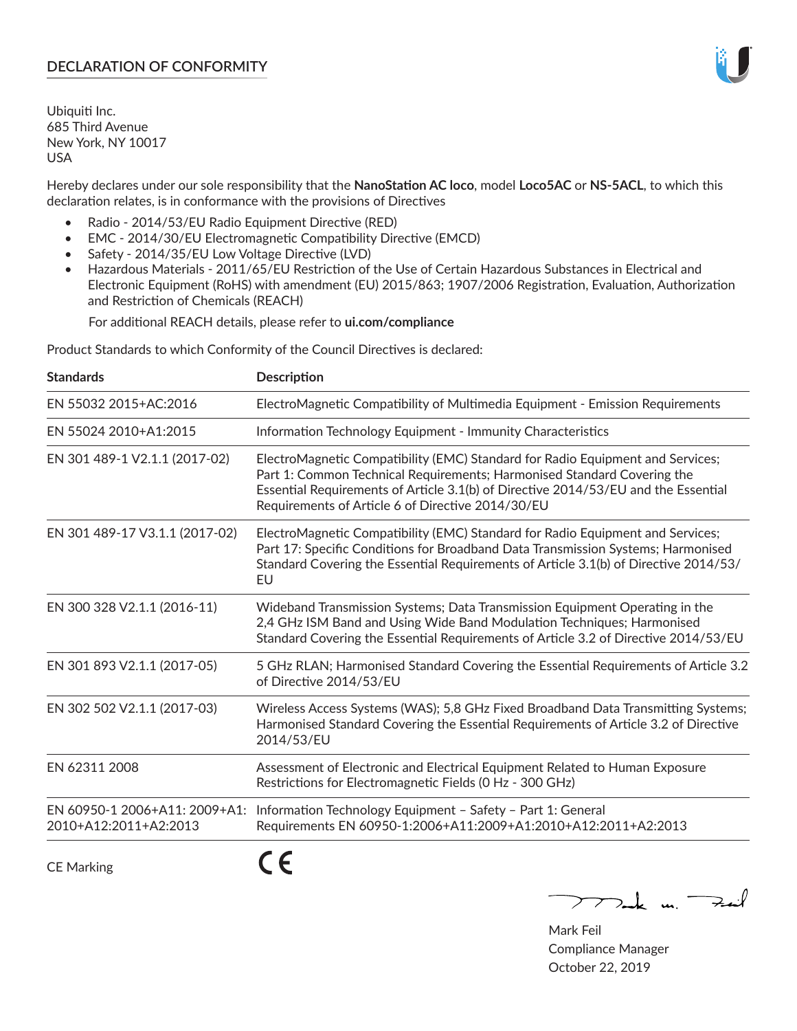## DECLARATION OF CONFORMITY

Ubiquiti Inc.
685 Third Avenue
New York, NY 10017
USA

Hereby declares under our sole responsibility that the **NanoStation AC loco**, model **Loco5AC** or **NS-5ACL**, to which this declaration relates, is in conformance with the provisions of Directives

- Radio - 2014/53/EU Radio Equipment Directive (RED)
- EMC - 2014/30/EU Electromagnetic Compatibility Directive (EMCD)
- Safety - 2014/35/EU Low Voltage Directive (LVD)
- Hazardous Materials - 2011/65/EU Restriction of the Use of Certain Hazardous Substances in Electrical and Electronic Equipment (RoHS) with amendment (EU) 2015/863; 1907/2006 Registration, Evaluation, Authorization and Restriction of Chemicals (REACH)

  For additional REACH details, please refer to **ui.com/compliance**

Product Standards to which Conformity of the Council Directives is declared:

| Standards | Description |
|---|---|
| EN 55032 2015+AC:2016 | ElectroMagnetic Compatibility of Multimedia Equipment - Emission Requirements |
| EN 55024 2010+A1:2015 | Information Technology Equipment - Immunity Characteristics |
| EN 301 489-1 V2.1.1 (2017-02) | ElectroMagnetic Compatibility (EMC) Standard for Radio Equipment and Services; Part 1: Common Technical Requirements; Harmonised Standard Covering the Essential Requirements of Article 3.1(b) of Directive 2014/53/EU and the Essential Requirements of Article 6 of Directive 2014/30/EU |
| EN 301 489-17 V3.1.1 (2017-02) | ElectroMagnetic Compatibility (EMC) Standard for Radio Equipment and Services; Part 17: Specific Conditions for Broadband Data Transmission Systems; Harmonised Standard Covering the Essential Requirements of Article 3.1(b) of Directive 2014/53/EU |
| EN 300 328 V2.1.1 (2016-11) | Wideband Transmission Systems; Data Transmission Equipment Operating in the 2,4 GHz ISM Band and Using Wide Band Modulation Techniques; Harmonised Standard Covering the Essential Requirements of Article 3.2 of Directive 2014/53/EU |
| EN 301 893 V2.1.1 (2017-05) | 5 GHz RLAN; Harmonised Standard Covering the Essential Requirements of Article 3.2 of Directive 2014/53/EU |
| EN 302 502 V2.1.1 (2017-03) | Wireless Access Systems (WAS); 5,8 GHz Fixed Broadband Data Transmitting Systems; Harmonised Standard Covering the Essential Requirements of Article 3.2 of Directive 2014/53/EU |
| EN 62311 2008 | Assessment of Electronic and Electrical Equipment Related to Human Exposure Restrictions for Electromagnetic Fields (0 Hz - 300 GHz) |
| EN 60950-1 2006+A11: 2009+A1: 2010+A12:2011+A2:2013 | Information Technology Equipment – Safety – Part 1: General Requirements EN 60950-1:2006+A11:2009+A1:2010+A12:2011+A2:2013 |

CE Marking CE

Mark Feil
Compliance Manager
October 22, 2019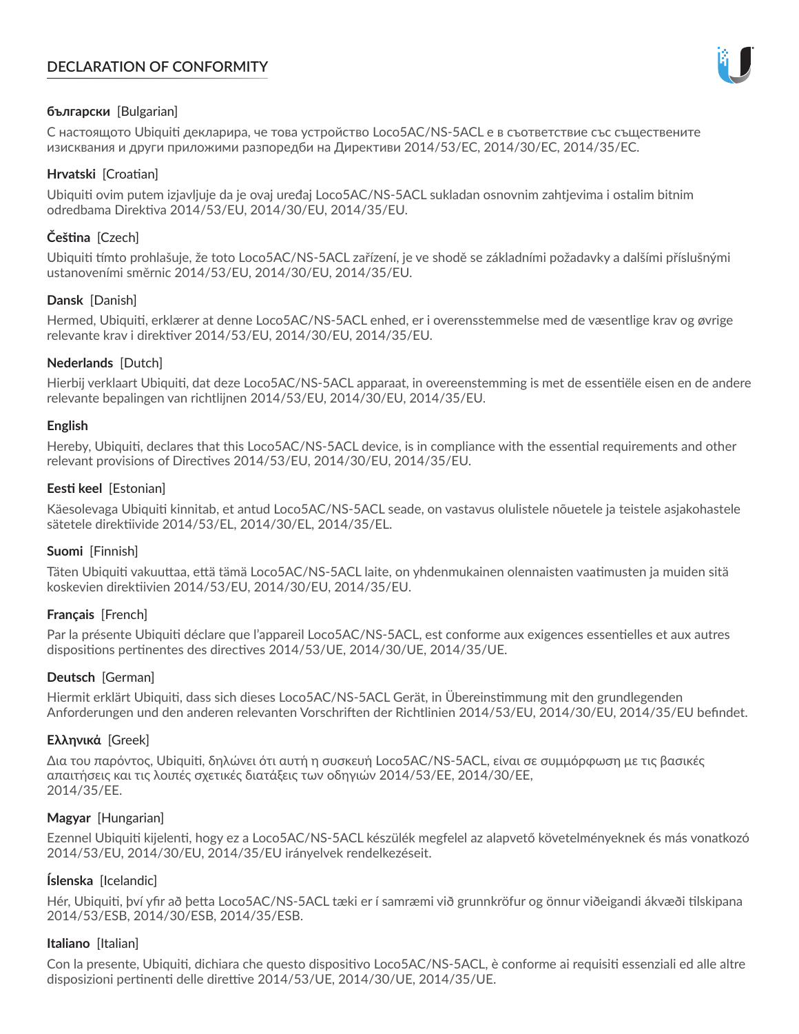# DECLARATION OF CONFORMITY

**български** [Bulgarian]

С настоящото Ubiquiti декларира, че това устройство Loco5AC/NS-5ACL е в съответствие със съществените изисквания и други приложими разпоредби на Директиви 2014/53/EC, 2014/30/ЕС, 2014/35/ЕС.

**Hrvatski** [Croatian]

Ubiquiti ovim putem izjavljuje da je ovaj uređaj Loco5AC/NS-5ACL sukladan osnovnim zahtjevima i ostalim bitnim odredbama Direktiva 2014/53/EU, 2014/30/EU, 2014/35/EU.

**Čeština** [Czech]

Ubiquiti tímto prohlašuje, že toto Loco5AC/NS-5ACL zařízení, je ve shodě se základními požadavky a dalšími příslušnými ustanoveními směrnic 2014/53/EU, 2014/30/EU, 2014/35/EU.

**Dansk** [Danish]

Hermed, Ubiquiti, erklærer at denne Loco5AC/NS-5ACL enhed, er i overensstemmelse med de væsentlige krav og øvrige relevante krav i direktiver 2014/53/EU, 2014/30/EU, 2014/35/EU.

**Nederlands** [Dutch]

Hierbij verklaart Ubiquiti, dat deze Loco5AC/NS-5ACL apparaat, in overeenstemming is met de essentiële eisen en de andere relevante bepalingen van richtlijnen 2014/53/EU, 2014/30/EU, 2014/35/EU.

**English**

Hereby, Ubiquiti, declares that this Loco5AC/NS-5ACL device, is in compliance with the essential requirements and other relevant provisions of Directives 2014/53/EU, 2014/30/EU, 2014/35/EU.

**Eesti keel** [Estonian]

Käesolevaga Ubiquiti kinnitab, et antud Loco5AC/NS-5ACL seade, on vastavus olulistele nõuetele ja teistele asjakohastele sätetele direktiivide 2014/53/EL, 2014/30/EL, 2014/35/EL.

**Suomi** [Finnish]

Täten Ubiquiti vakuuttaa, että tämä Loco5AC/NS-5ACL laite, on yhdenmukainen olennaisten vaatimusten ja muiden sitä koskevien direktiivien 2014/53/EU, 2014/30/EU, 2014/35/EU.

**Français** [French]

Par la présente Ubiquiti déclare que l'appareil Loco5AC/NS-5ACL, est conforme aux exigences essentielles et aux autres dispositions pertinentes des directives 2014/53/UE, 2014/30/UE, 2014/35/UE.

**Deutsch** [German]

Hiermit erklärt Ubiquiti, dass sich dieses Loco5AC/NS-5ACL Gerät, in Übereinstimmung mit den grundlegenden Anforderungen und den anderen relevanten Vorschriften der Richtlinien 2014/53/EU, 2014/30/EU, 2014/35/EU befindet.

**Ελληνικά** [Greek]

Δια του παρόντος, Ubiquiti, δηλώνει ότι αυτή η συσκευή Loco5AC/NS-5ACL, είναι σε συμμόρφωση με τις βασικές απαιτήσεις και τις λοιπές σχετικές διατάξεις των οδηγιών 2014/53/EE, 2014/30/EE, 2014/35/EE.

**Magyar** [Hungarian]

Ezennel Ubiquiti kijelenti, hogy ez a Loco5AC/NS-5ACL készülék megfelel az alapvető követelményeknek és más vonatkozó 2014/53/EU, 2014/30/EU, 2014/35/EU irányelvek rendelkezéseit.

**Íslenska** [Icelandic]

Hér, Ubiquiti, því yfir að þetta Loco5AC/NS-5ACL tæki er í samræmi við grunnkröfur og önnur viðeigandi ákvæði tilskipana 2014/53/ESB, 2014/30/ESB, 2014/35/ESB.

**Italiano** [Italian]

Con la presente, Ubiquiti, dichiara che questo dispositivo Loco5AC/NS-5ACL, è conforme ai requisiti essenziali ed alle altre disposizioni pertinenti delle direttive 2014/53/UE, 2014/30/UE, 2014/35/UE.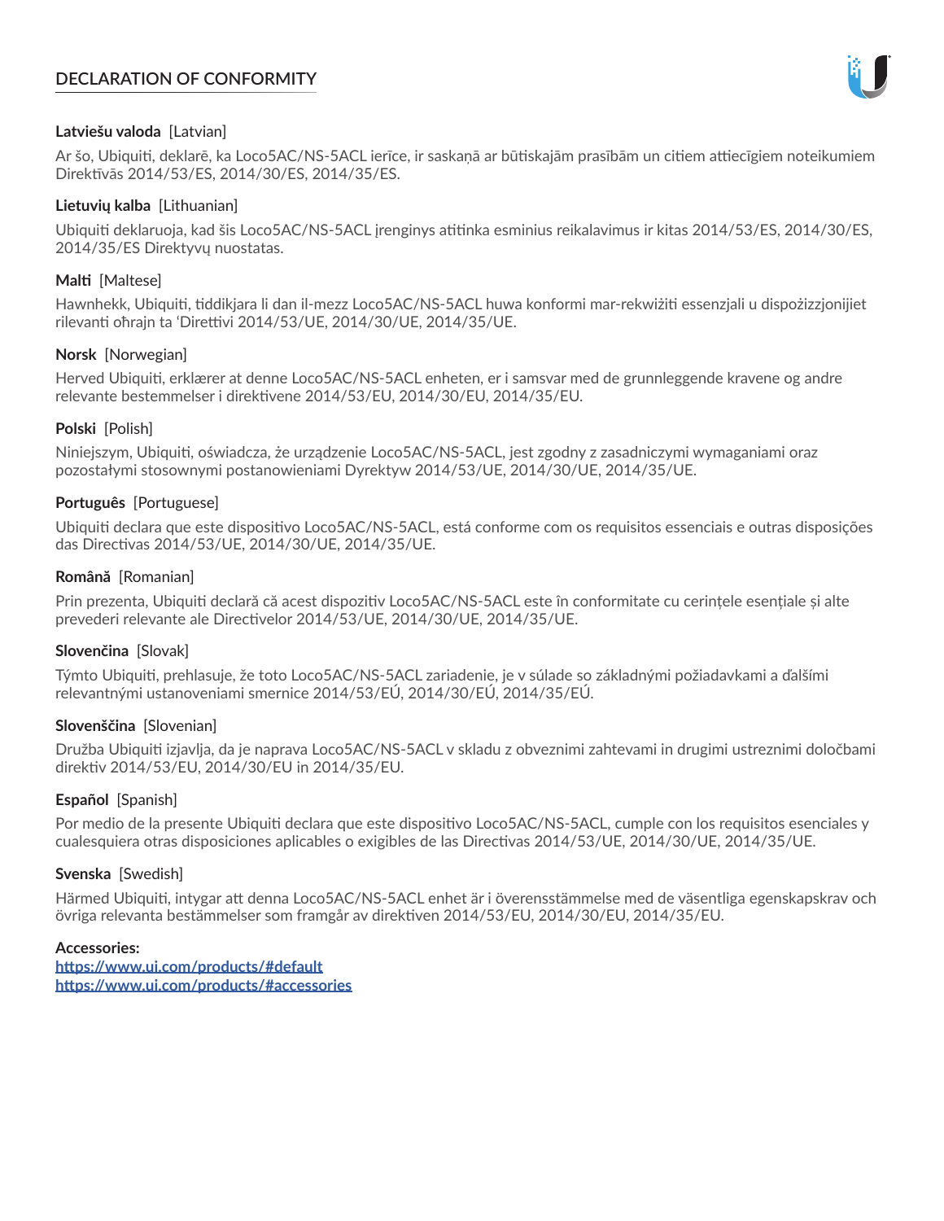DECLARATION OF CONFORMITY

**Latviešu valoda** [Latvian]

Ar šo, Ubiquiti, deklarē, ka Loco5AC/NS-5ACL ierīce, ir saskaņā ar būtiskajām prasībām un citiem attiecīgiem noteikumiem Direktīvās 2014/53/ES, 2014/30/ES, 2014/35/ES.

**Lietuvių kalba** [Lithuanian]

Ubiquiti deklaruoja, kad šis Loco5AC/NS-5ACL įrenginys atitinka esminius reikalavimus ir kitas 2014/53/ES, 2014/30/ES, 2014/35/ES Direktyvų nuostatas.

**Malti** [Maltese]

Hawnhekk, Ubiquiti, tiddikjara li dan il-mezz Loco5AC/NS-5ACL huwa konformi mar-rekwiżiti essenzjali u dispożizzjonijiet rilevanti oħrajn ta 'Direttivi 2014/53/UE, 2014/30/UE, 2014/35/UE.

**Norsk** [Norwegian]

Herved Ubiquiti, erklærer at denne Loco5AC/NS-5ACL enheten, er i samsvar med de grunnleggende kravene og andre relevante bestemmelser i direktivene 2014/53/EU, 2014/30/EU, 2014/35/EU.

**Polski** [Polish]

Niniejszym, Ubiquiti, oświadcza, że urządzenie Loco5AC/NS-5ACL, jest zgodny z zasadniczymi wymaganiami oraz pozostałymi stosownymi postanowieniami Dyrektyw 2014/53/UE, 2014/30/UE, 2014/35/UE.

**Português** [Portuguese]

Ubiquiti declara que este dispositivo Loco5AC/NS-5ACL, está conforme com os requisitos essenciais e outras disposições das Directivas 2014/53/UE, 2014/30/UE, 2014/35/UE.

**Română** [Romanian]

Prin prezenta, Ubiquiti declară că acest dispozitiv Loco5AC/NS-5ACL este în conformitate cu cerințele esențiale și alte prevederi relevante ale Directivelor 2014/53/UE, 2014/30/UE, 2014/35/UE.

**Slovenčina** [Slovak]

Týmto Ubiquiti, prehlasuje, že toto Loco5AC/NS-5ACL zariadenie, je v súlade so základnými požiadavkami a ďalšími relevantnými ustanoveniami smernice 2014/53/EÚ, 2014/30/EÚ, 2014/35/EÚ.

**Slovenščina** [Slovenian]

Družba Ubiquiti izjavlja, da je naprava Loco5AC/NS-5ACL v skladu z obveznimi zahtevami in drugimi ustreznimi določbami direktiv 2014/53/EU, 2014/30/EU in 2014/35/EU.

**Español** [Spanish]

Por medio de la presente Ubiquiti declara que este dispositivo Loco5AC/NS-5ACL, cumple con los requisitos esenciales y cualesquiera otras disposiciones aplicables o exigibles de las Directivas 2014/53/UE, 2014/30/UE, 2014/35/UE.

**Svenska** [Swedish]

Härmed Ubiquiti, intygar att denna Loco5AC/NS-5ACL enhet är i överensstämmelse med de väsentliga egenskapskrav och övriga relevanta bestämmelser som framgår av direktiven 2014/53/EU, 2014/30/EU, 2014/35/EU.

**Accessories:**
**https://www.ui.com/products/#default**
**https://www.ui.com/products/#accessories**